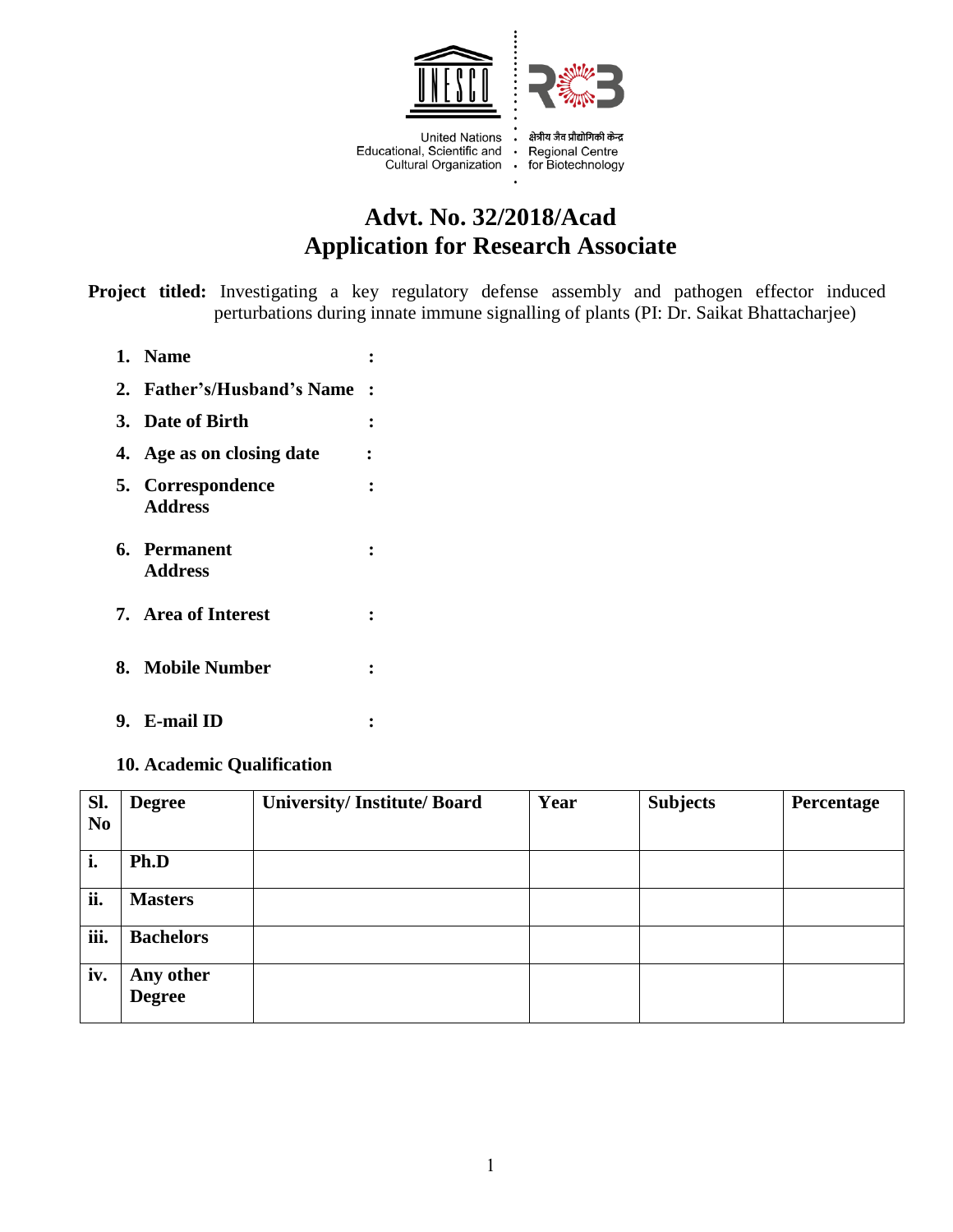United Nations Educational, Scientific and Cultural Organization

क्षेत्रीय जैव प्रौद्योगिकी केन्द्र
Regional Centre for Biotechnology

# Advt. No. 32/2018/Acad
# Application for Research Associate

**Project titled:** Investigating a key regulatory defense assembly and pathogen effector induced perturbations during innate immune signalling of plants (PI: Dr. Saikat Bhattacharjee)

1. **Name** :
2. **Father's/Husband's Name** :
3. **Date of Birth** :
4. **Age as on closing date** :
5. **Correspondence Address** :
6. **Permanent Address** :
7. **Area of Interest** :
8. **Mobile Number** :
9. **E-mail ID** :

**10. Academic Qualification**

| Sl. No | Degree | University/ Institute/ Board | Year | Subjects | Percentage |
|---|---|---|---|---|---|
| i. | Ph.D | | | | |
| ii. | Masters | | | | |
| iii. | Bachelors | | | | |
| iv. | Any other Degree | | | | |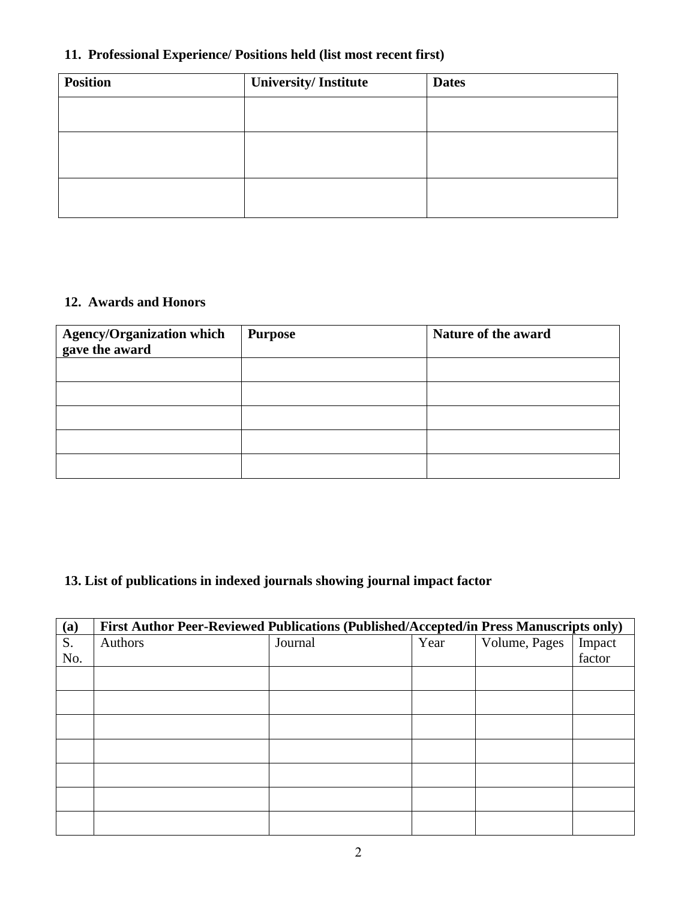**11. Professional Experience/ Positions held (list most recent first)**

| Position | University/ Institute | Dates |
|---|---|---|
| | | |
| | | |
| | | |

**12. Awards and Honors**

| Agency/Organization which gave the award | Purpose | Nature of the award |
|---|---|---|
| | | |
| | | |
| | | |
| | | |
| | | |

**13. List of publications in indexed journals showing journal impact factor**

| (a) | First Author Peer-Reviewed Publications (Published/Accepted/in Press Manuscripts only) | | | | |
|---|---|---|---|---|---|
| S. No. | Authors | Journal | Year | Volume, Pages | Impact factor |
| | | | | | |
| | | | | | |
| | | | | | |
| | | | | | |
| | | | | | |
| | | | | | |
| | | | | | |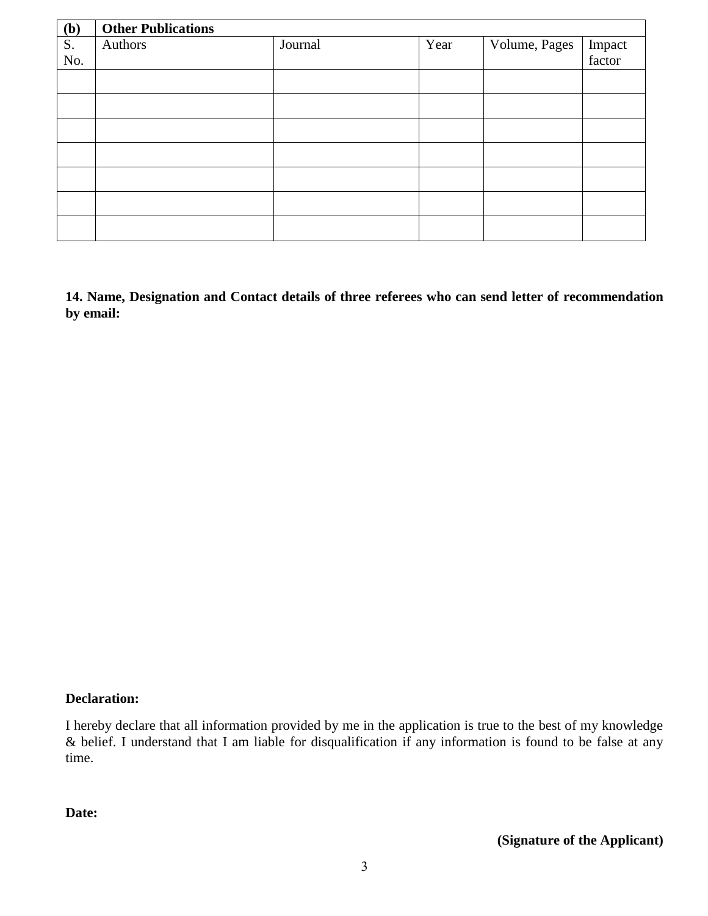| (b) | **Other Publications** | | | | |
|---|---|---|---|---|---|
| S. No. | Authors | Journal | Year | Volume, Pages | Impact factor |
| | | | | | |
| | | | | | |
| | | | | | |
| | | | | | |
| | | | | | |
| | | | | | |
| | | | | | |

**14. Name, Designation and Contact details of three referees who can send letter of recommendation by email:**

**Declaration:**

I hereby declare that all information provided by me in the application is true to the best of my knowledge & belief. I understand that I am liable for disqualification if any information is found to be false at any time.

**Date:**

**(Signature of the Applicant)**